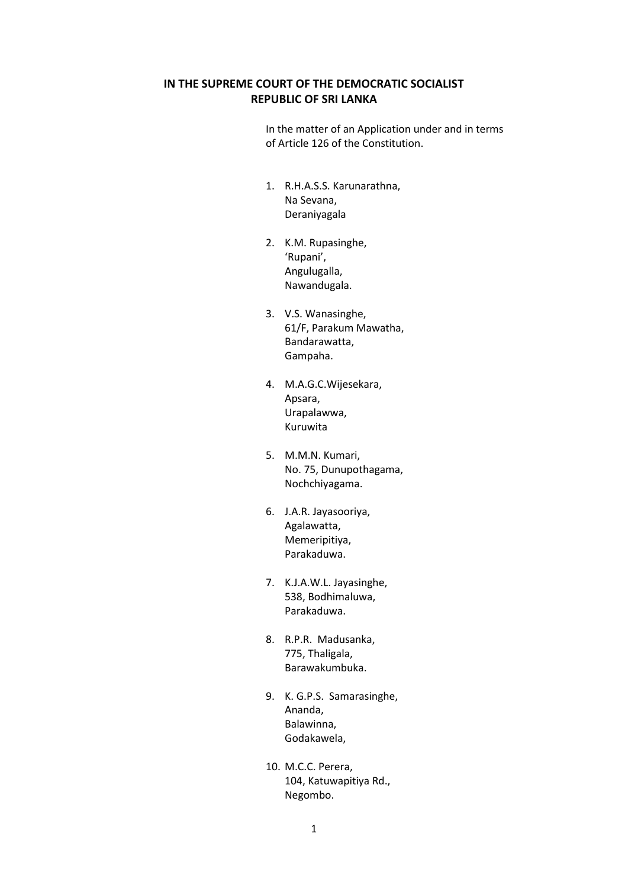**IN THE SUPREME COURT OF THE DEMOCRATIC SOCIALIST REPUBLIC OF SRI LANKA**

In the matter of an Application under and in terms of Article 126 of the Constitution.

1. R.H.A.S.S. Karunarathna,
   Na Sevana,
   Deraniyagala

2. K.M. Rupasinghe,
   'Rupani',
   Angulugalla,
   Nawandugala.

3. V.S. Wanasinghe,
   61/F, Parakum Mawatha,
   Bandarawatta,
   Gampaha.

4. M.A.G.C.Wijesekara,
   Apsara,
   Urapalawwa,
   Kuruwita

5. M.M.N. Kumari,
   No. 75, Dunupothagama,
   Nochchiyagama.

6. J.A.R. Jayasooriya,
   Agalawatta,
   Memeripitiya,
   Parakaduwa.

7. K.J.A.W.L. Jayasinghe,
   538, Bodhimaluwa,
   Parakaduwa.

8. R.P.R. Madusanka,
   775, Thaligala,
   Barawakumbuka.

9. K. G.P.S. Samarasinghe,
   Ananda,
   Balawinna,
   Godakawela,

10. M.C.C. Perera,
    104, Katuwapitiya Rd.,
    Negombo.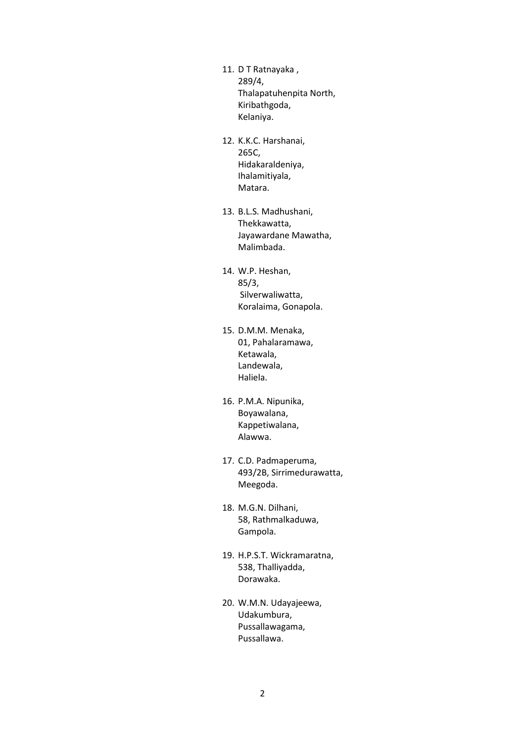11. D T Ratnayaka ,  
    289/4,  
    Thalapatuhenpita North,  
    Kiribathgoda,  
    Kelaniya.

12. K.K.C. Harshanai,  
    265C,  
    Hidakaraldeniya,  
    Ihalamitiyala,  
    Matara.

13. B.L.S. Madhushani,  
    Thekkawatta,  
    Jayawardane Mawatha,  
    Malimbada.

14. W.P. Heshan,  
    85/3,  
    Silverwaliwatta,  
    Koralaima, Gonapola.

15. D.M.M. Menaka,  
    01, Pahalaramawa,  
    Ketawala,  
    Landewala,  
    Haliela.

16. P.M.A. Nipunika,  
    Boyawalana,  
    Kappetiwalana,  
    Alawwa.

17. C.D. Padmaperuma,  
    493/2B, Sirrimedurawatta,  
    Meegoda.

18. M.G.N. Dilhani,  
    58, Rathmalkaduwa,  
    Gampola.

19. H.P.S.T. Wickramaratna,  
    538, Thalliyadda,  
    Dorawaka.

20. W.M.N. Udayajeewa,  
    Udakumbura,  
    Pussallawagama,  
    Pussallawa.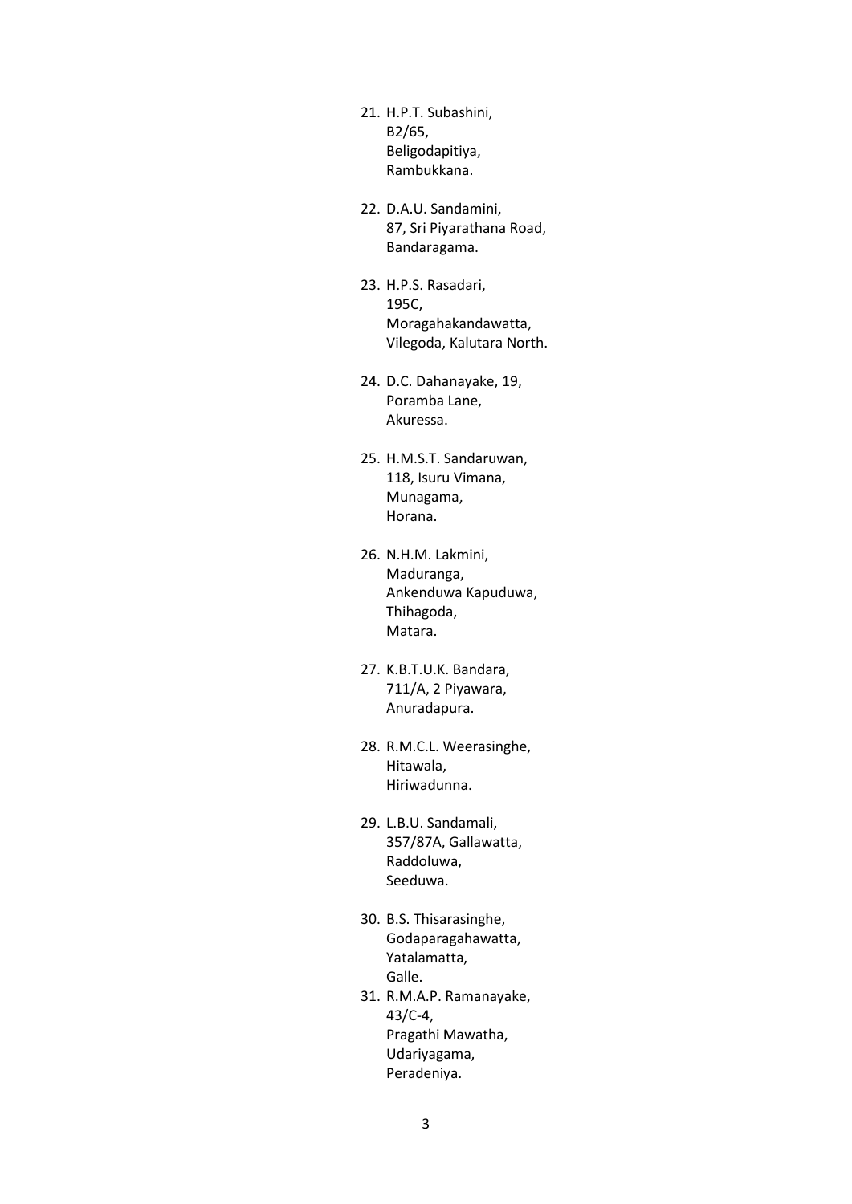21. H.P.T. Subashini,
    B2/65,
    Beligodapitiya,
    Rambukkana.

22. D.A.U. Sandamini,
    87, Sri Piyarathana Road,
    Bandaragama.

23. H.P.S. Rasadari,
    195C,
    Moragahakandawatta,
    Vilegoda, Kalutara North.

24. D.C. Dahanayake, 19,
    Poramba Lane,
    Akuressa.

25. H.M.S.T. Sandaruwan,
    118, Isuru Vimana,
    Munagama,
    Horana.

26. N.H.M. Lakmini,
    Maduranga,
    Ankenduwa Kapuduwa,
    Thihagoda,
    Matara.

27. K.B.T.U.K. Bandara,
    711/A, 2 Piyawara,
    Anuradapura.

28. R.M.C.L. Weerasinghe,
    Hitawala,
    Hiriwadunna.

29. L.B.U. Sandamali,
    357/87A, Gallawatta,
    Raddoluwa,
    Seeduwa.

30. B.S. Thisarasinghe,
    Godaparagahawatta,
    Yatalamatta,
    Galle.

31. R.M.A.P. Ramanayake,
    43/C-4,
    Pragathi Mawatha,
    Udariyagama,
    Peradeniya.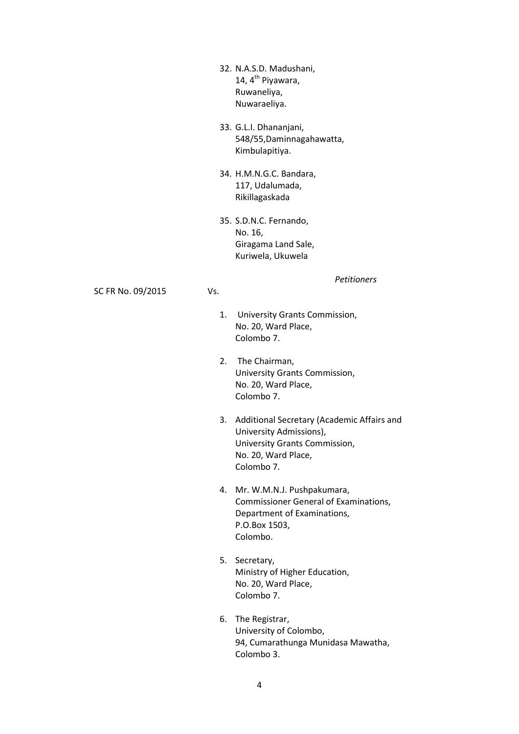32. N.A.S.D. Madushani,
    14, 4th Piyawara,
    Ruwaneliya,
    Nuwaraeliya.

33. G.L.I. Dhananjani,
    548/55,Daminnagahawatta,
    Kimbulapitiya.

34. H.M.N.G.C. Bandara,
    117, Udalumada,
    Rikillagaskada

35. S.D.N.C. Fernando,
    No. 16,
    Giragama Land Sale,
    Kuriwela, Ukuwela

*Petitioners*

SC FR No. 09/2015 Vs.

1. University Grants Commission,
   No. 20, Ward Place,
   Colombo 7.

2. The Chairman,
   University Grants Commission,
   No. 20, Ward Place,
   Colombo 7.

3. Additional Secretary (Academic Affairs and University Admissions),
   University Grants Commission,
   No. 20, Ward Place,
   Colombo 7.

4. Mr. W.M.N.J. Pushpakumara,
   Commissioner General of Examinations,
   Department of Examinations,
   P.O.Box 1503,
   Colombo.

5. Secretary,
   Ministry of Higher Education,
   No. 20, Ward Place,
   Colombo 7.

6. The Registrar,
   University of Colombo,
   94, Cumarathunga Munidasa Mawatha,
   Colombo 3.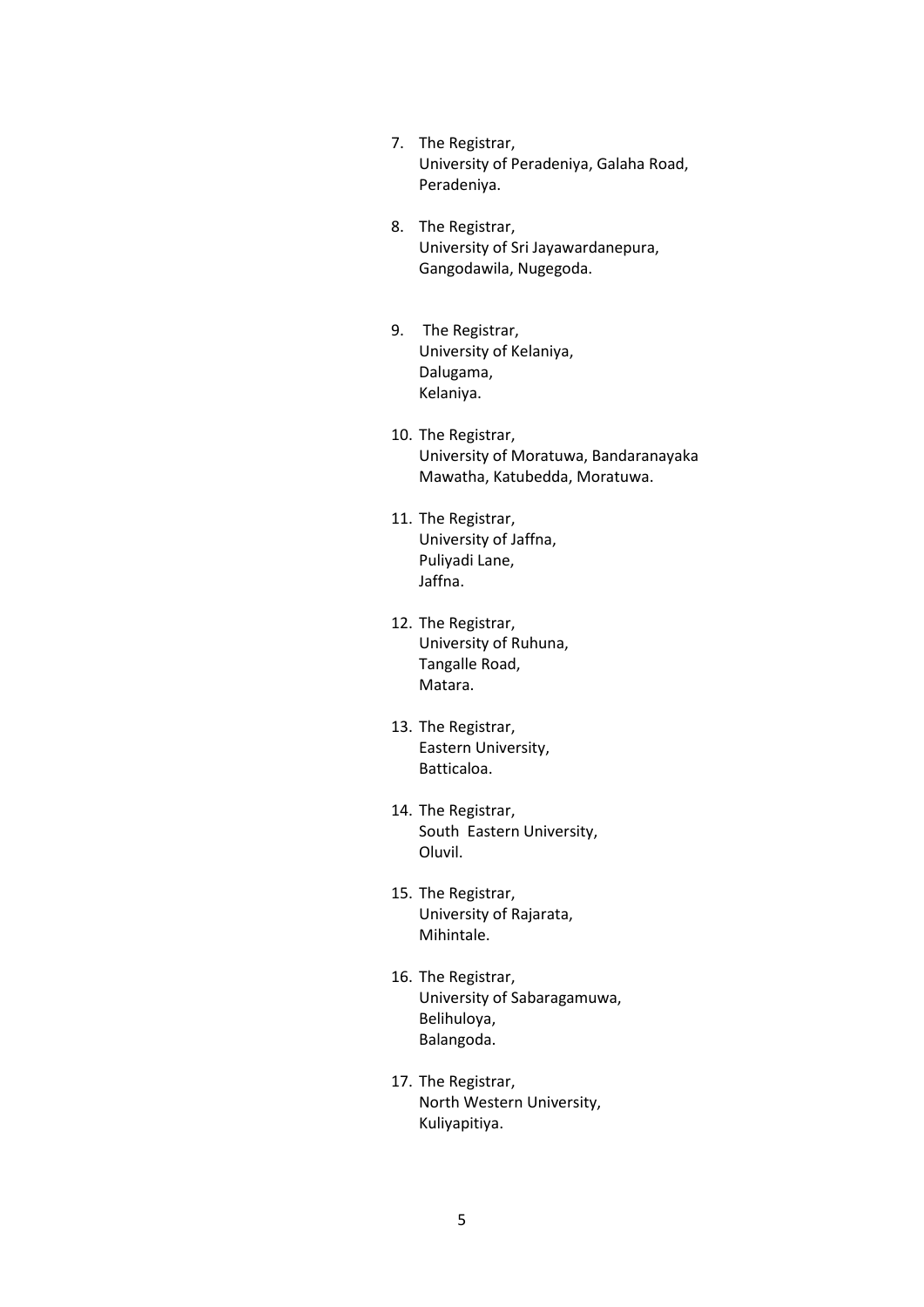7. The Registrar,
   University of Peradeniya, Galaha Road,
   Peradeniya.

8. The Registrar,
   University of Sri Jayawardanepura,
   Gangodawila, Nugegoda.

9. The Registrar,
   University of Kelaniya,
   Dalugama,
   Kelaniya.

10. The Registrar,
    University of Moratuwa, Bandaranayaka
    Mawatha, Katubedda, Moratuwa.

11. The Registrar,
    University of Jaffna,
    Puliyadi Lane,
    Jaffna.

12. The Registrar,
    University of Ruhuna,
    Tangalle Road,
    Matara.

13. The Registrar,
    Eastern University,
    Batticaloa.

14. The Registrar,
    South Eastern University,
    Oluvil.

15. The Registrar,
    University of Rajarata,
    Mihintale.

16. The Registrar,
    University of Sabaragamuwa,
    Belihuloya,
    Balangoda.

17. The Registrar,
    North Western University,
    Kuliyapitiya.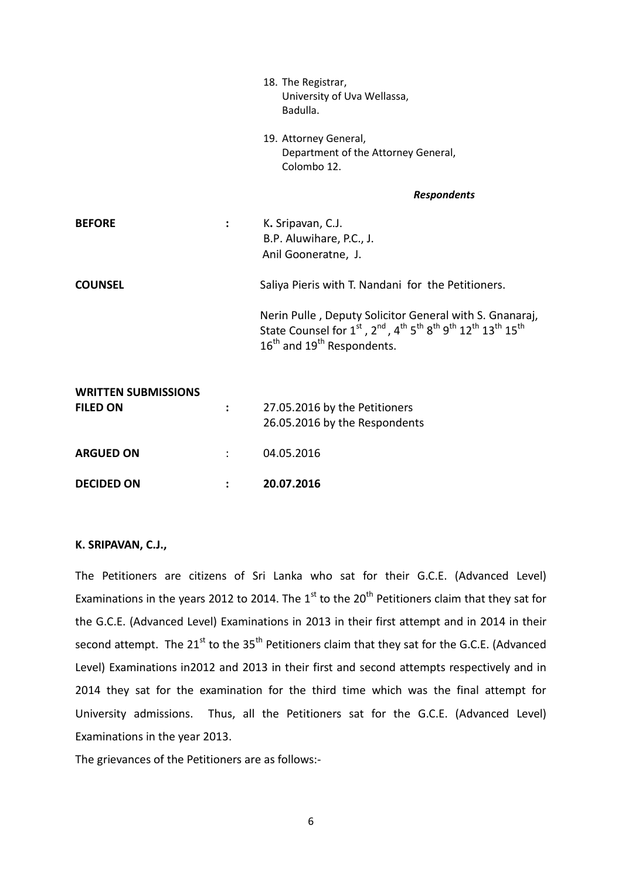18. The Registrar,
    University of Uva Wellassa,
    Badulla.

19. Attorney General,
    Department of the Attorney General,
    Colombo 12.

***Respondents***

**BEFORE** : K. Sripavan, C.J.
B.P. Aluwihare, P.C., J.
Anil Gooneratne, J.

**COUNSEL** Saliya Pieris with T. Nandani for the Petitioners.

Nerin Pulle , Deputy Solicitor General with S. Gnanaraj, State Counsel for 1st , 2nd , 4th 5th 8th 9th 12th 13th 15th 16th and 19th Respondents.

**WRITTEN SUBMISSIONS FILED ON** : 27.05.2016 by the Petitioners
26.05.2016 by the Respondents

**ARGUED ON** : 04.05.2016

**DECIDED ON** : **20.07.2016**

**K. SRIPAVAN, C.J.,**

The Petitioners are citizens of Sri Lanka who sat for their G.C.E. (Advanced Level) Examinations in the years 2012 to 2014. The 1st to the 20th Petitioners claim that they sat for the G.C.E. (Advanced Level) Examinations in 2013 in their first attempt and in 2014 in their second attempt. The 21st to the 35th Petitioners claim that they sat for the G.C.E. (Advanced Level) Examinations in2012 and 2013 in their first and second attempts respectively and in 2014 they sat for the examination for the third time which was the final attempt for University admissions. Thus, all the Petitioners sat for the G.C.E. (Advanced Level) Examinations in the year 2013.

The grievances of the Petitioners are as follows:-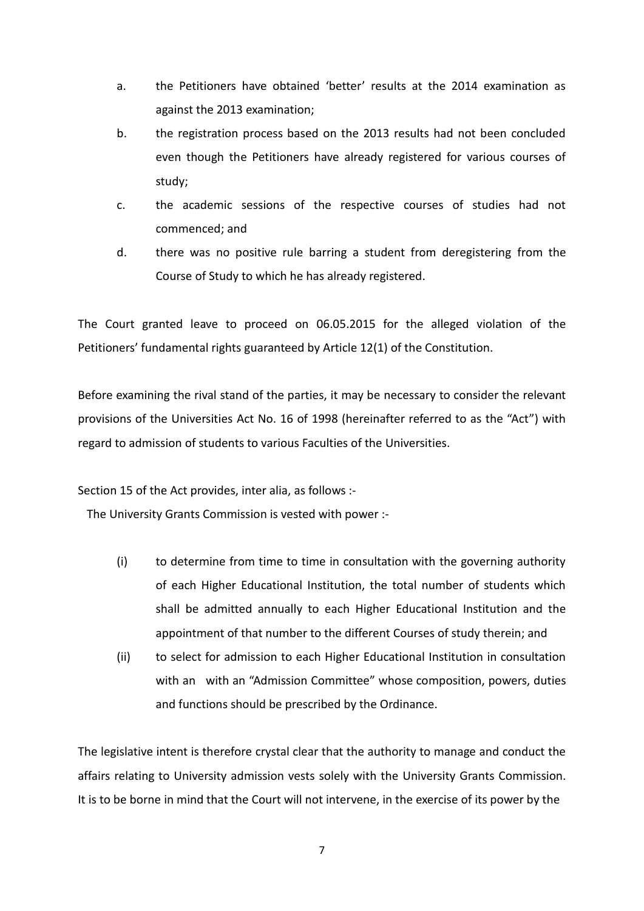a. the Petitioners have obtained 'better' results at the 2014 examination as against the 2013 examination;

b. the registration process based on the 2013 results had not been concluded even though the Petitioners have already registered for various courses of study;

c. the academic sessions of the respective courses of studies had not commenced; and

d. there was no positive rule barring a student from deregistering from the Course of Study to which he has already registered.

The Court granted leave to proceed on 06.05.2015 for the alleged violation of the Petitioners' fundamental rights guaranteed by Article 12(1) of the Constitution.

Before examining the rival stand of the parties, it may be necessary to consider the relevant provisions of the Universities Act No. 16 of 1998 (hereinafter referred to as the "Act") with regard to admission of students to various Faculties of the Universities.

Section 15 of the Act provides, inter alia, as follows :-

The University Grants Commission is vested with power :-

(i) to determine from time to time in consultation with the governing authority of each Higher Educational Institution, the total number of students which shall be admitted annually to each Higher Educational Institution and the appointment of that number to the different Courses of study therein; and

(ii) to select for admission to each Higher Educational Institution in consultation with an with an "Admission Committee" whose composition, powers, duties and functions should be prescribed by the Ordinance.

The legislative intent is therefore crystal clear that the authority to manage and conduct the affairs relating to University admission vests solely with the University Grants Commission. It is to be borne in mind that the Court will not intervene, in the exercise of its power by the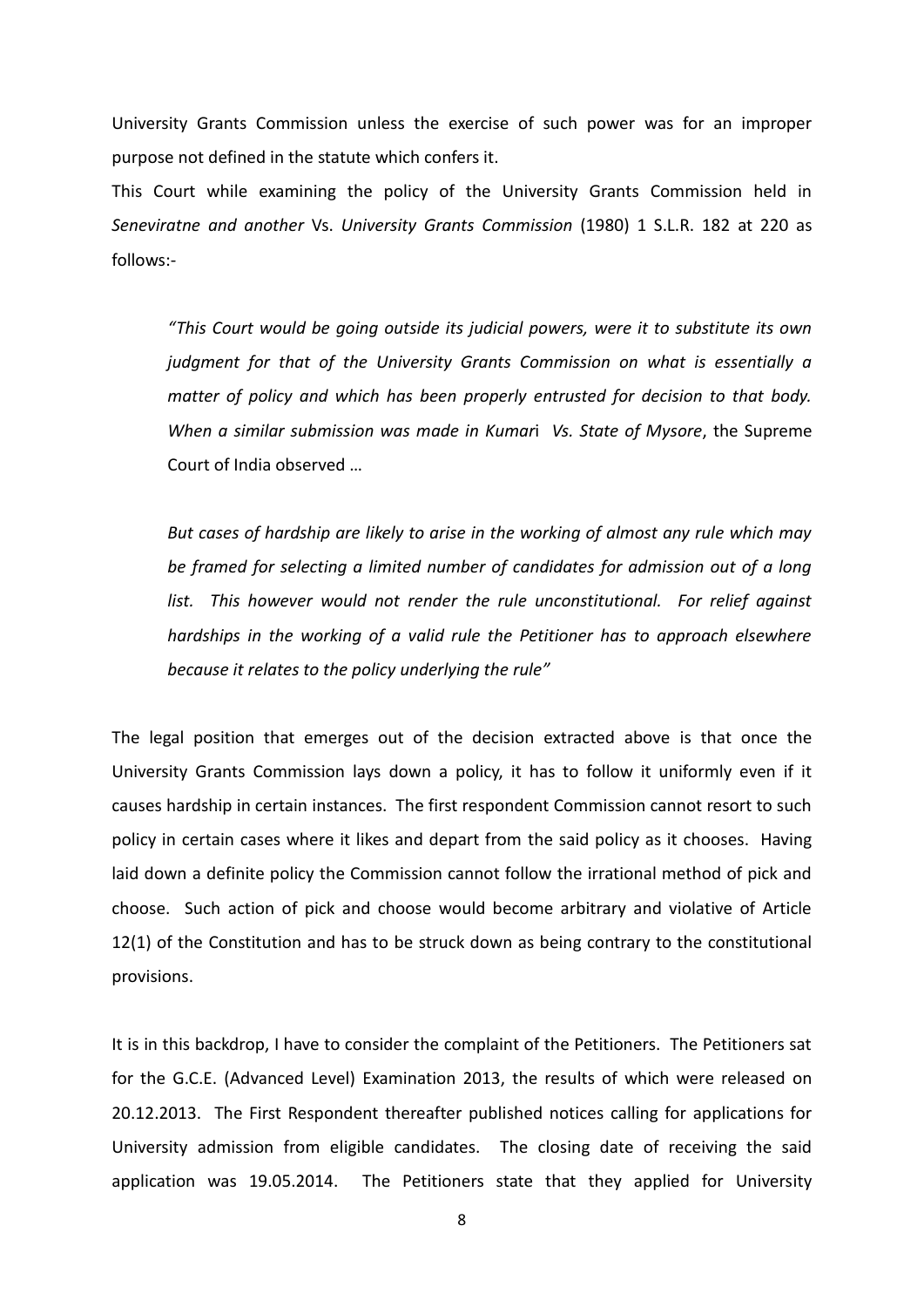University Grants Commission unless the exercise of such power was for an improper purpose not defined in the statute which confers it.

This Court while examining the policy of the University Grants Commission held in *Seneviratne and another* Vs. *University Grants Commission* (1980) 1 S.L.R. 182 at 220 as follows:-

> *"This Court would be going outside its judicial powers, were it to substitute its own judgment for that of the University Grants Commission on what is essentially a matter of policy and which has been properly entrusted for decision to that body. When a similar submission was made in Kumari Vs. State of Mysore*, the Supreme Court of India observed …
>
> *But cases of hardship are likely to arise in the working of almost any rule which may be framed for selecting a limited number of candidates for admission out of a long list. This however would not render the rule unconstitutional. For relief against hardships in the working of a valid rule the Petitioner has to approach elsewhere because it relates to the policy underlying the rule"*

The legal position that emerges out of the decision extracted above is that once the University Grants Commission lays down a policy, it has to follow it uniformly even if it causes hardship in certain instances. The first respondent Commission cannot resort to such policy in certain cases where it likes and depart from the said policy as it chooses. Having laid down a definite policy the Commission cannot follow the irrational method of pick and choose. Such action of pick and choose would become arbitrary and violative of Article 12(1) of the Constitution and has to be struck down as being contrary to the constitutional provisions.

It is in this backdrop, I have to consider the complaint of the Petitioners. The Petitioners sat for the G.C.E. (Advanced Level) Examination 2013, the results of which were released on 20.12.2013. The First Respondent thereafter published notices calling for applications for University admission from eligible candidates. The closing date of receiving the said application was 19.05.2014. The Petitioners state that they applied for University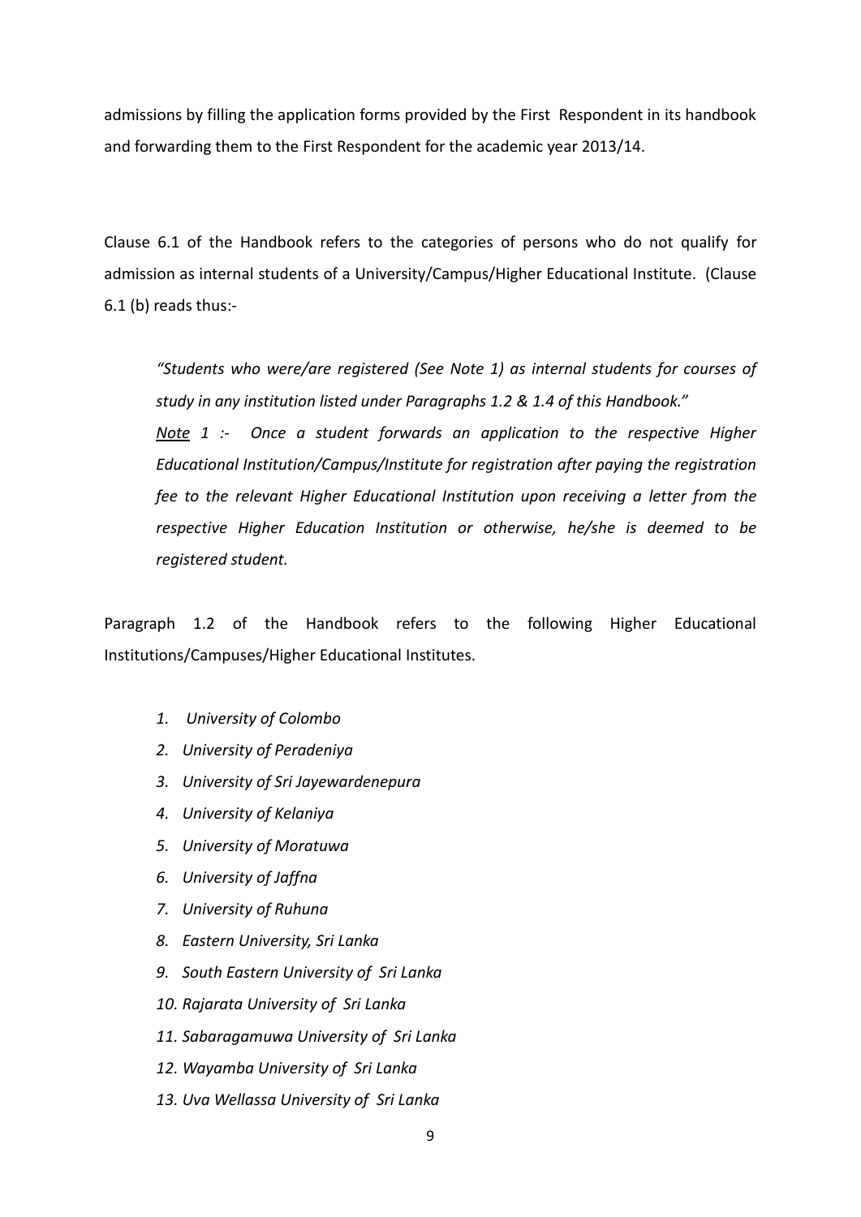admissions by filling the application forms provided by the First Respondent in its handbook and forwarding them to the First Respondent for the academic year 2013/14.

Clause 6.1 of the Handbook refers to the categories of persons who do not qualify for admission as internal students of a University/Campus/Higher Educational Institute. (Clause 6.1 (b) reads thus:-

> *"Students who were/are registered (See Note 1) as internal students for courses of study in any institution listed under Paragraphs 1.2 & 1.4 of this Handbook."*
>
> ***Note** 1 :- Once a student forwards an application to the respective Higher Educational Institution/Campus/Institute for registration after paying the registration fee to the relevant Higher Educational Institution upon receiving a letter from the respective Higher Education Institution or otherwise, he/she is deemed to be registered student.*

Paragraph 1.2 of the Handbook refers to the following Higher Educational Institutions/Campuses/Higher Educational Institutes.

1. *University of Colombo*
2. *University of Peradeniya*
3. *University of Sri Jayewardenepura*
4. *University of Kelaniya*
5. *University of Moratuwa*
6. *University of Jaffna*
7. *University of Ruhuna*
8. *Eastern University, Sri Lanka*
9. *South Eastern University of Sri Lanka*
10. *Rajarata University of Sri Lanka*
11. *Sabaragamuwa University of Sri Lanka*
12. *Wayamba University of Sri Lanka*
13. *Uva Wellassa University of Sri Lanka*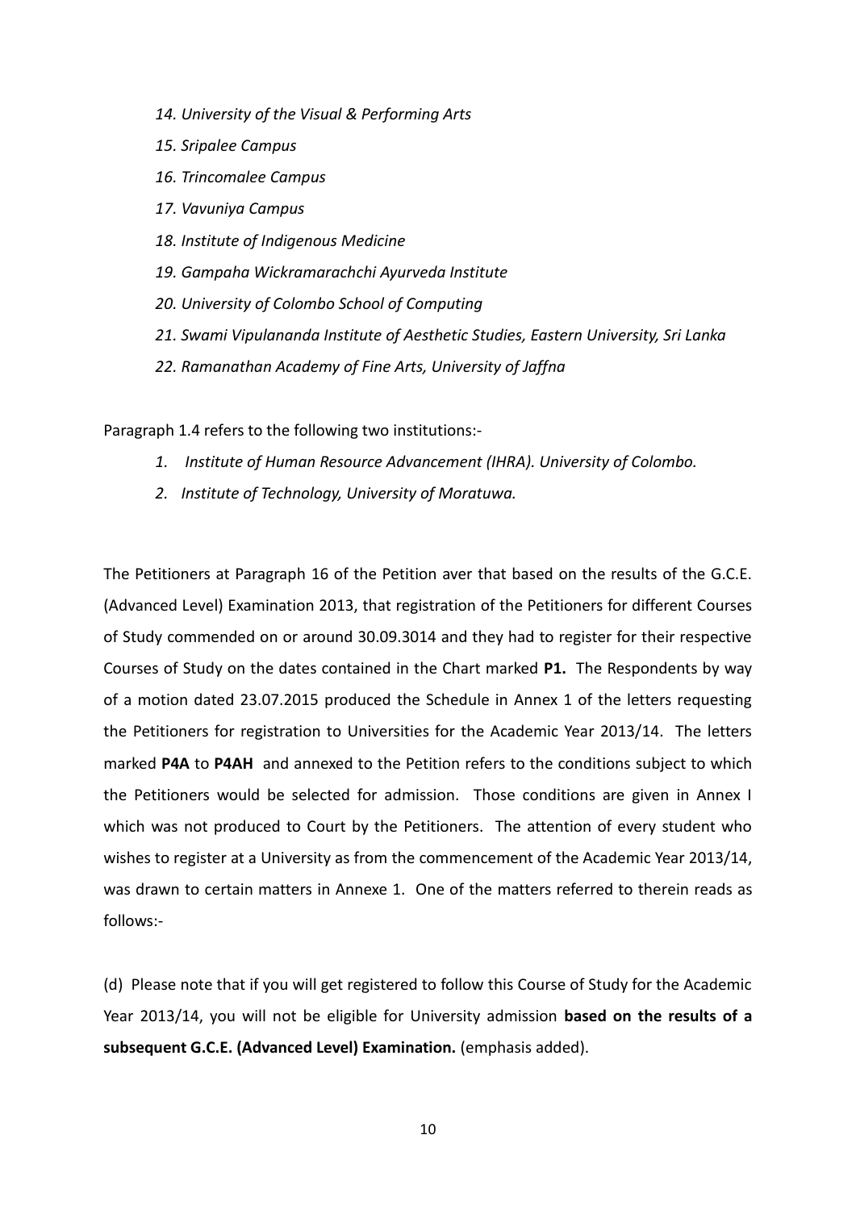*14. University of the Visual & Performing Arts*

*15. Sripalee Campus*

*16. Trincomalee Campus*

*17. Vavuniya Campus*

*18. Institute of Indigenous Medicine*

*19. Gampaha Wickramarachchi Ayurveda Institute*

*20. University of Colombo School of Computing*

*21. Swami Vipulananda Institute of Aesthetic Studies, Eastern University, Sri Lanka*

*22. Ramanathan Academy of Fine Arts, University of Jaffna*

Paragraph 1.4 refers to the following two institutions:-

1. *Institute of Human Resource Advancement (IHRA). University of Colombo.*
2. *Institute of Technology, University of Moratuwa.*

The Petitioners at Paragraph 16 of the Petition aver that based on the results of the G.C.E. (Advanced Level) Examination 2013, that registration of the Petitioners for different Courses of Study commended on or around 30.09.3014 and they had to register for their respective Courses of Study on the dates contained in the Chart marked **P1.** The Respondents by way of a motion dated 23.07.2015 produced the Schedule in Annex 1 of the letters requesting the Petitioners for registration to Universities for the Academic Year 2013/14. The letters marked **P4A** to **P4AH** and annexed to the Petition refers to the conditions subject to which the Petitioners would be selected for admission. Those conditions are given in Annex I which was not produced to Court by the Petitioners. The attention of every student who wishes to register at a University as from the commencement of the Academic Year 2013/14, was drawn to certain matters in Annexe 1. One of the matters referred to therein reads as follows:-

(d) Please note that if you will get registered to follow this Course of Study for the Academic Year 2013/14, you will not be eligible for University admission **based on the results of a subsequent G.C.E. (Advanced Level) Examination.** (emphasis added).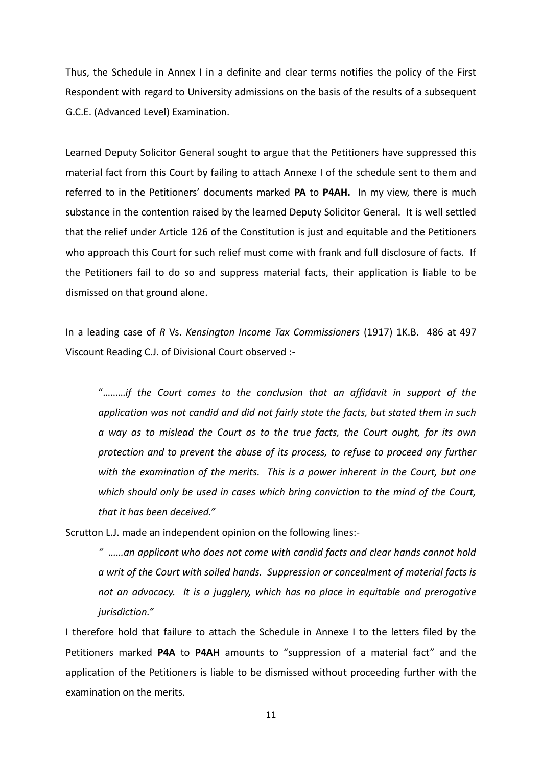Thus, the Schedule in Annex I in a definite and clear terms notifies the policy of the First Respondent with regard to University admissions on the basis of the results of a subsequent G.C.E. (Advanced Level) Examination.

Learned Deputy Solicitor General sought to argue that the Petitioners have suppressed this material fact from this Court by failing to attach Annexe I of the schedule sent to them and referred to in the Petitioners' documents marked **PA** to **P4AH.** In my view, there is much substance in the contention raised by the learned Deputy Solicitor General. It is well settled that the relief under Article 126 of the Constitution is just and equitable and the Petitioners who approach this Court for such relief must come with frank and full disclosure of facts. If the Petitioners fail to do so and suppress material facts, their application is liable to be dismissed on that ground alone.

In a leading case of *R* Vs. *Kensington Income Tax Commissioners* (1917) 1K.B. 486 at 497 Viscount Reading C.J. of Divisional Court observed :-

> "………*if the Court comes to the conclusion that an affidavit in support of the application was not candid and did not fairly state the facts, but stated them in such a way as to mislead the Court as to the true facts, the Court ought, for its own protection and to prevent the abuse of its process, to refuse to proceed any further with the examination of the merits. This is a power inherent in the Court, but one which should only be used in cases which bring conviction to the mind of the Court, that it has been deceived."*

Scrutton L.J. made an independent opinion on the following lines:-

> *" ……an applicant who does not come with candid facts and clear hands cannot hold a writ of the Court with soiled hands. Suppression or concealment of material facts is not an advocacy. It is a jugglery, which has no place in equitable and prerogative jurisdiction."*

I therefore hold that failure to attach the Schedule in Annexe I to the letters filed by the Petitioners marked **P4A** to **P4AH** amounts to "suppression of a material fact" and the application of the Petitioners is liable to be dismissed without proceeding further with the examination on the merits.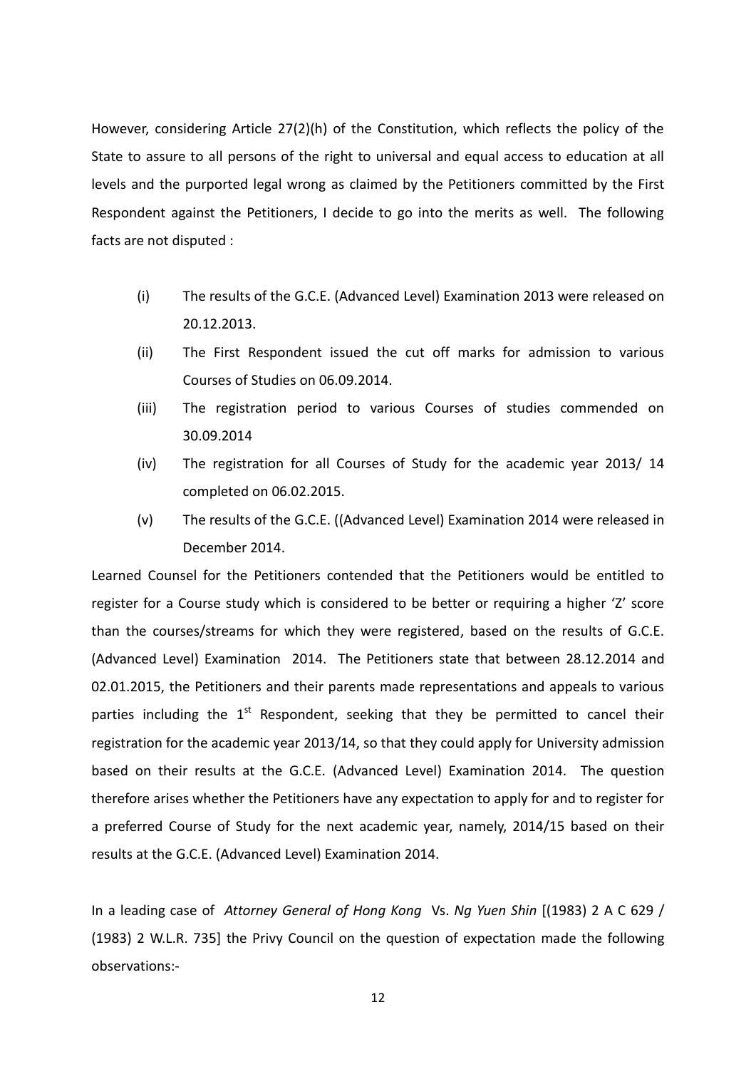However, considering Article 27(2)(h) of the Constitution, which reflects the policy of the State to assure to all persons of the right to universal and equal access to education at all levels and the purported legal wrong as claimed by the Petitioners committed by the First Respondent against the Petitioners, I decide to go into the merits as well. The following facts are not disputed :

(i) The results of the G.C.E. (Advanced Level) Examination 2013 were released on 20.12.2013.

(ii) The First Respondent issued the cut off marks for admission to various Courses of Studies on 06.09.2014.

(iii) The registration period to various Courses of studies commended on 30.09.2014

(iv) The registration for all Courses of Study for the academic year 2013/ 14 completed on 06.02.2015.

(v) The results of the G.C.E. ((Advanced Level) Examination 2014 were released in December 2014.

Learned Counsel for the Petitioners contended that the Petitioners would be entitled to register for a Course study which is considered to be better or requiring a higher 'Z' score than the courses/streams for which they were registered, based on the results of G.C.E. (Advanced Level) Examination 2014. The Petitioners state that between 28.12.2014 and 02.01.2015, the Petitioners and their parents made representations and appeals to various parties including the 1st Respondent, seeking that they be permitted to cancel their registration for the academic year 2013/14, so that they could apply for University admission based on their results at the G.C.E. (Advanced Level) Examination 2014. The question therefore arises whether the Petitioners have any expectation to apply for and to register for a preferred Course of Study for the next academic year, namely, 2014/15 based on their results at the G.C.E. (Advanced Level) Examination 2014.

In a leading case of *Attorney General of Hong Kong* Vs. *Ng Yuen Shin* [(1983) 2 A C 629 / (1983) 2 W.L.R. 735] the Privy Council on the question of expectation made the following observations:-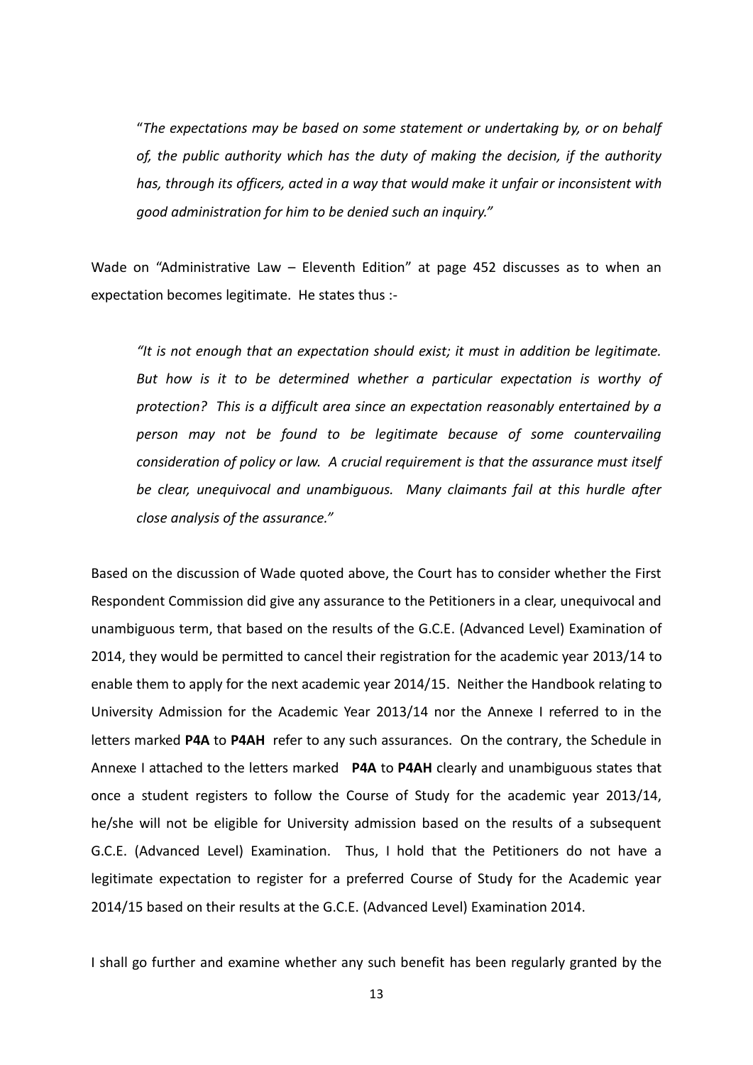"*The expectations may be based on some statement or undertaking by, or on behalf of, the public authority which has the duty of making the decision, if the authority has, through its officers, acted in a way that would make it unfair or inconsistent with good administration for him to be denied such an inquiry.*"

Wade on "Administrative Law – Eleventh Edition" at page 452 discusses as to when an expectation becomes legitimate. He states thus :-

*"It is not enough that an expectation should exist; it must in addition be legitimate. But how is it to be determined whether a particular expectation is worthy of protection? This is a difficult area since an expectation reasonably entertained by a person may not be found to be legitimate because of some countervailing consideration of policy or law. A crucial requirement is that the assurance must itself be clear, unequivocal and unambiguous. Many claimants fail at this hurdle after close analysis of the assurance."*

Based on the discussion of Wade quoted above, the Court has to consider whether the First Respondent Commission did give any assurance to the Petitioners in a clear, unequivocal and unambiguous term, that based on the results of the G.C.E. (Advanced Level) Examination of 2014, they would be permitted to cancel their registration for the academic year 2013/14 to enable them to apply for the next academic year 2014/15. Neither the Handbook relating to University Admission for the Academic Year 2013/14 nor the Annexe I referred to in the letters marked **P4A** to **P4AH** refer to any such assurances. On the contrary, the Schedule in Annexe I attached to the letters marked **P4A** to **P4AH** clearly and unambiguous states that once a student registers to follow the Course of Study for the academic year 2013/14, he/she will not be eligible for University admission based on the results of a subsequent G.C.E. (Advanced Level) Examination. Thus, I hold that the Petitioners do not have a legitimate expectation to register for a preferred Course of Study for the Academic year 2014/15 based on their results at the G.C.E. (Advanced Level) Examination 2014.

I shall go further and examine whether any such benefit has been regularly granted by the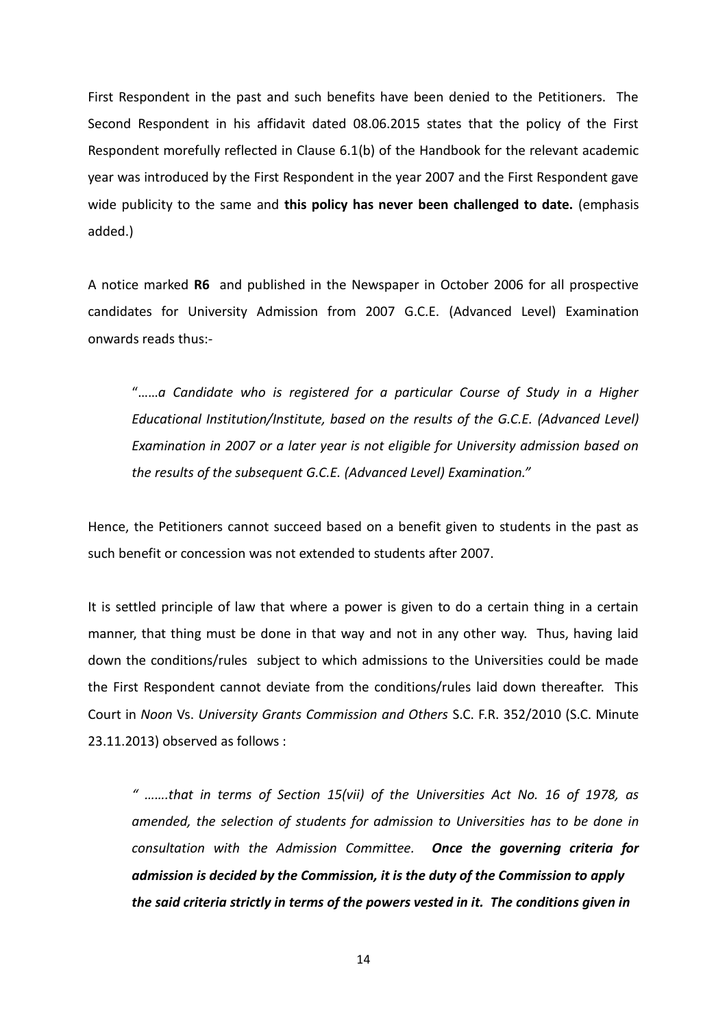First Respondent in the past and such benefits have been denied to the Petitioners. The Second Respondent in his affidavit dated 08.06.2015 states that the policy of the First Respondent morefully reflected in Clause 6.1(b) of the Handbook for the relevant academic year was introduced by the First Respondent in the year 2007 and the First Respondent gave wide publicity to the same and **this policy has never been challenged to date.** (emphasis added.)

A notice marked **R6** and published in the Newspaper in October 2006 for all prospective candidates for University Admission from 2007 G.C.E. (Advanced Level) Examination onwards reads thus:-

> "……*a Candidate who is registered for a particular Course of Study in a Higher Educational Institution/Institute, based on the results of the G.C.E. (Advanced Level) Examination in 2007 or a later year is not eligible for University admission based on the results of the subsequent G.C.E. (Advanced Level) Examination."*

Hence, the Petitioners cannot succeed based on a benefit given to students in the past as such benefit or concession was not extended to students after 2007.

It is settled principle of law that where a power is given to do a certain thing in a certain manner, that thing must be done in that way and not in any other way. Thus, having laid down the conditions/rules subject to which admissions to the Universities could be made the First Respondent cannot deviate from the conditions/rules laid down thereafter. This Court in *Noon* Vs. *University Grants Commission and Others* S.C. F.R. 352/2010 (S.C. Minute 23.11.2013) observed as follows :

> *" …….that in terms of Section 15(vii) of the Universities Act No. 16 of 1978, as amended, the selection of students for admission to Universities has to be done in consultation with the Admission Committee.* ***Once the governing criteria for admission is decided by the Commission, it is the duty of the Commission to apply the said criteria strictly in terms of the powers vested in it. The conditions given in***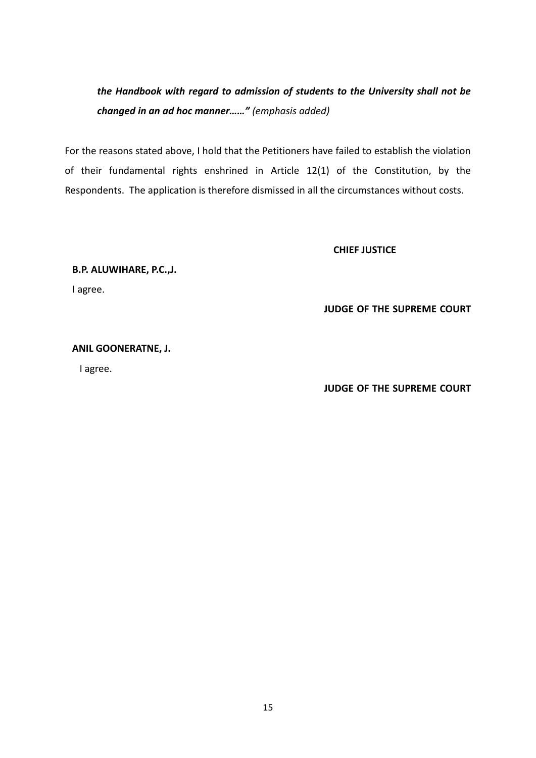***the Handbook with regard to admission of students to the University shall not be changed in an ad hoc manner……"*** *(emphasis added)*

For the reasons stated above, I hold that the Petitioners have failed to establish the violation of their fundamental rights enshrined in Article 12(1) of the Constitution, by the Respondents. The application is therefore dismissed in all the circumstances without costs.

**CHIEF JUSTICE**

**B.P. ALUWIHARE, P.C.,J.**

I agree.

**JUDGE OF THE SUPREME COURT**

**ANIL GOONERATNE, J.**

I agree.

**JUDGE OF THE SUPREME COURT**